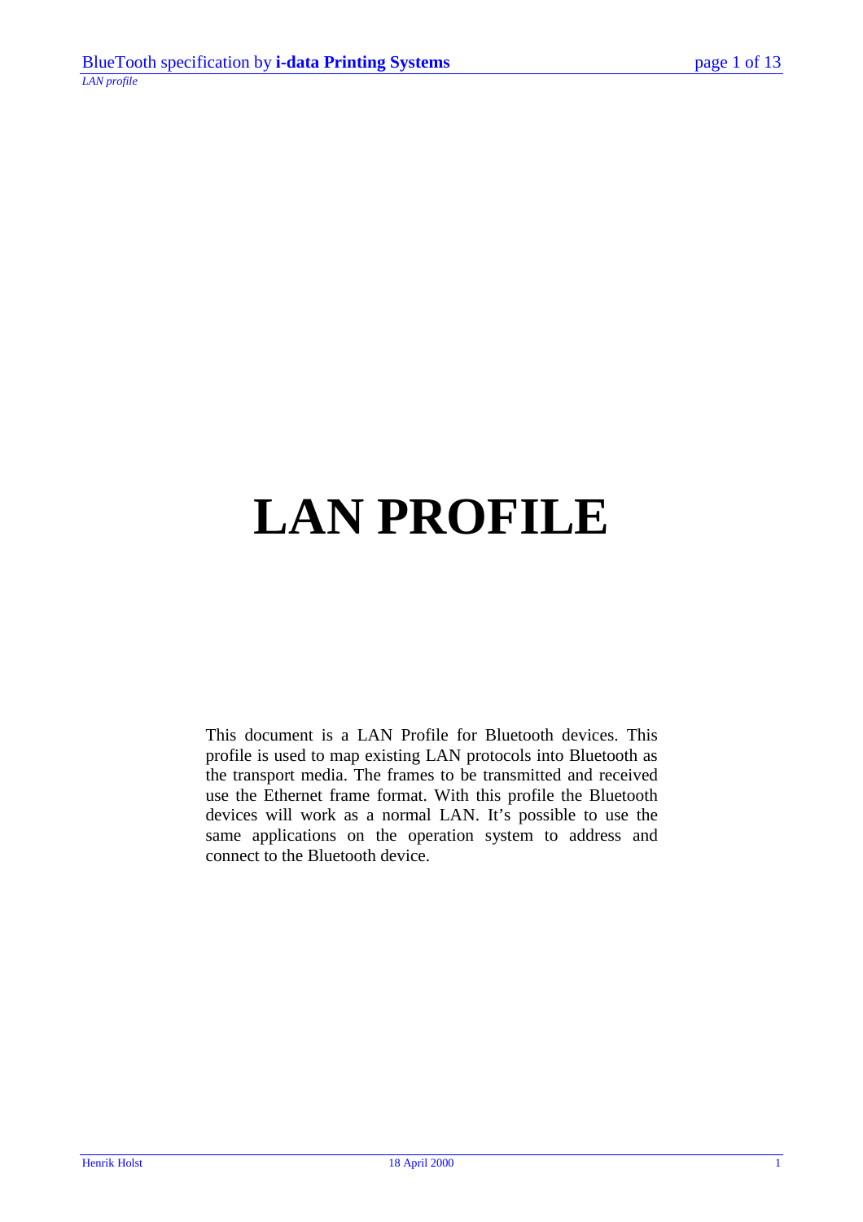# LAN PROFILE

This document is a LAN Profile for Bluetooth devices. This profile is used to map existing LAN protocols into Bluetooth as the transport media. The frames to be transmitted and received use the Ethernet frame format. With this profile the Bluetooth devices will work as a normal LAN. It's possible to use the same applications on the operation system to address and connect to the Bluetooth device.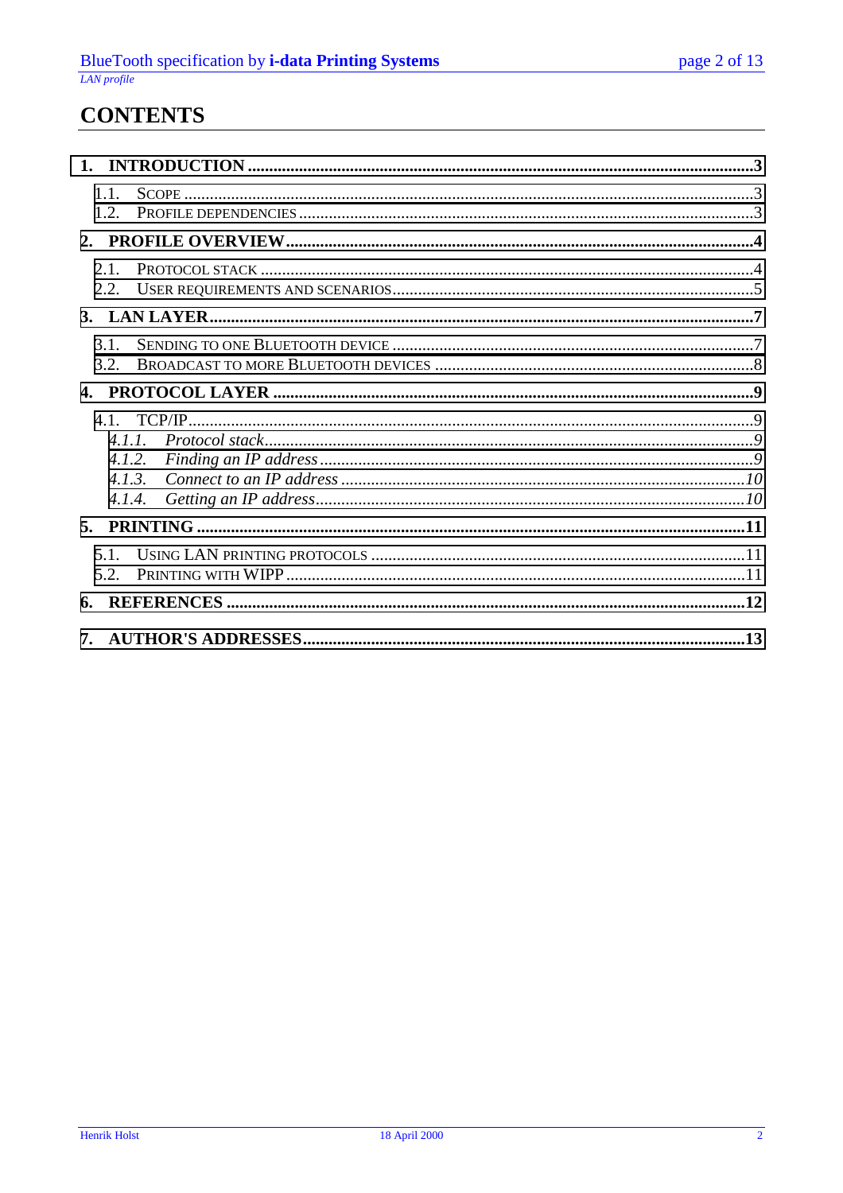# CONTENTS

**1. INTRODUCTION** ..... **3**

- 1.1. SCOPE ..... 3
- 1.2. PROFILE DEPENDENCIES ..... 3

**2. PROFILE OVERVIEW** ..... **4**

- 2.1. PROTOCOL STACK ..... 4
- 2.2. USER REQUIREMENTS AND SCENARIOS ..... 5

**3. LAN LAYER** ..... **7**

- 3.1. SENDING TO ONE BLUETOOTH DEVICE ..... 7
- 3.2. BROADCAST TO MORE BLUETOOTH DEVICES ..... 8

**4. PROTOCOL LAYER** ..... **9**

- 4.1. TCP/IP ..... 9
  - *4.1.1. Protocol stack ..... 9*
  - *4.1.2. Finding an IP address ..... 9*
  - *4.1.3. Connect to an IP address ..... 10*
  - *4.1.4. Getting an IP address ..... 10*

**5. PRINTING** ..... **11**

- 5.1. USING LAN PRINTING PROTOCOLS ..... 11
- 5.2. PRINTING WITH WIPP ..... 11

**6. REFERENCES** ..... **12**

**7. AUTHOR'S ADDRESSES** ..... **13**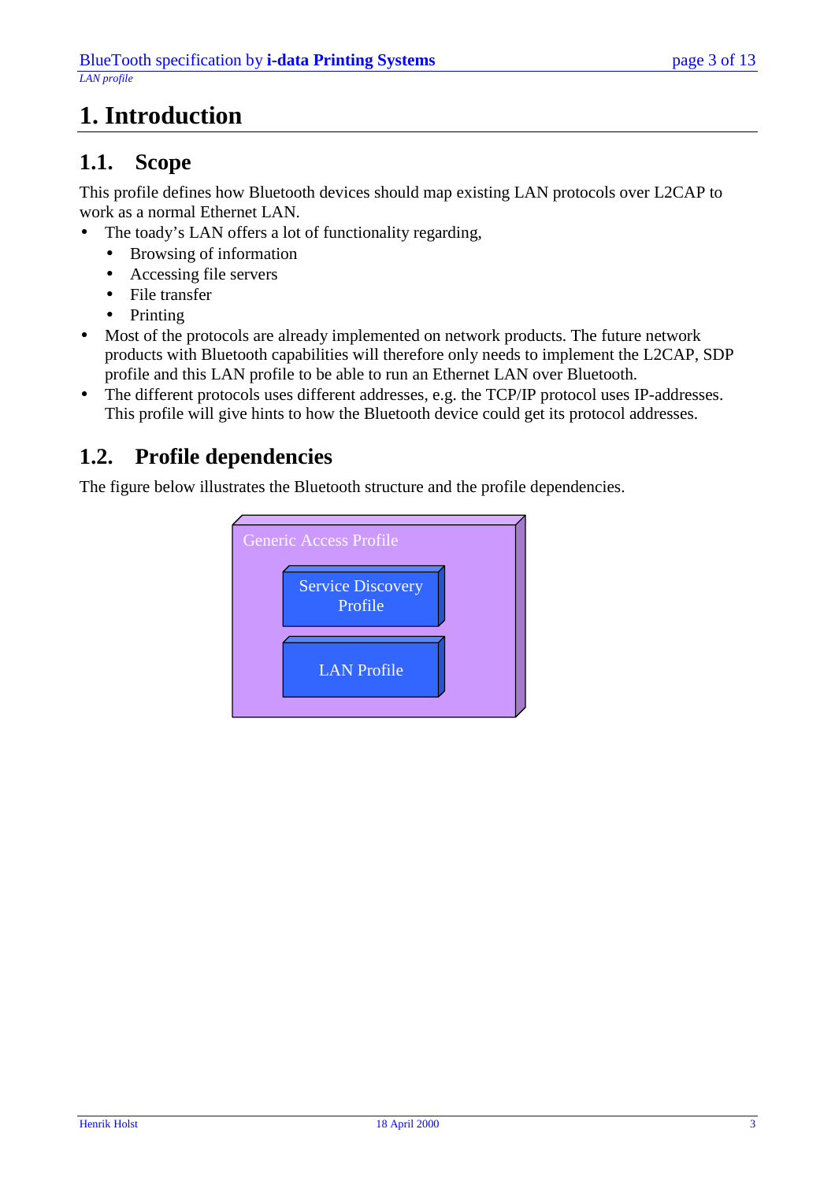# 1. Introduction

## 1.1. Scope

This profile defines how Bluetooth devices should map existing LAN protocols over L2CAP to work as a normal Ethernet LAN.

- The toady's LAN offers a lot of functionality regarding,
  - Browsing of information
  - Accessing file servers
  - File transfer
  - Printing
- Most of the protocols are already implemented on network products. The future network products with Bluetooth capabilities will therefore only needs to implement the L2CAP, SDP profile and this LAN profile to be able to run an Ethernet LAN over Bluetooth.
- The different protocols uses different addresses, e.g. the TCP/IP protocol uses IP-addresses. This profile will give hints to how the Bluetooth device could get its protocol addresses.

## 1.2. Profile dependencies

The figure below illustrates the Bluetooth structure and the profile dependencies.

Generic Access Profile

Service Discovery Profile

LAN Profile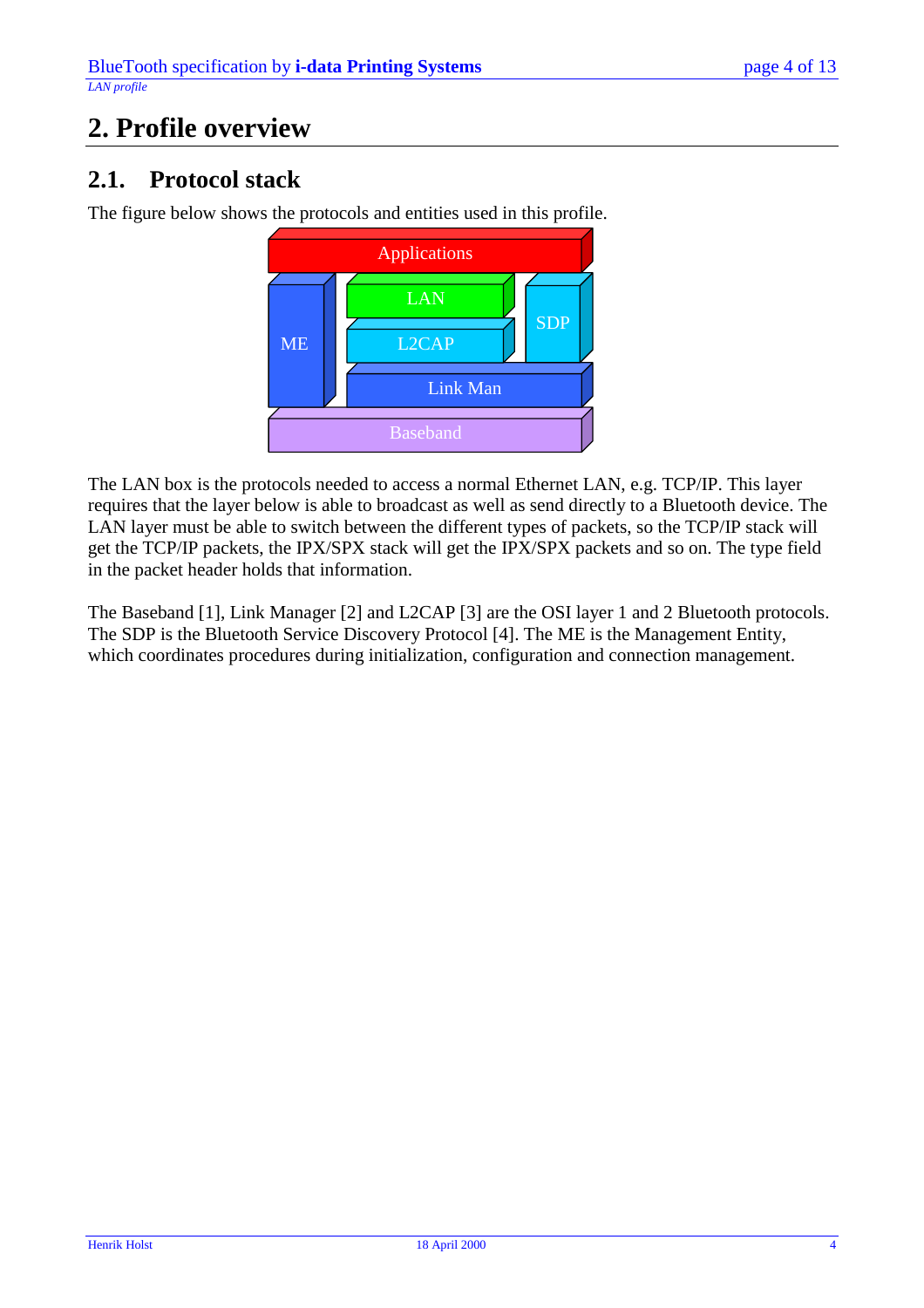# 2. Profile overview

## 2.1. Protocol stack

The figure below shows the protocols and entities used in this profile.

The LAN box is the protocols needed to access a normal Ethernet LAN, e.g. TCP/IP. This layer requires that the layer below is able to broadcast as well as send directly to a Bluetooth device. The LAN layer must be able to switch between the different types of packets, so the TCP/IP stack will get the TCP/IP packets, the IPX/SPX stack will get the IPX/SPX packets and so on. The type field in the packet header holds that information.

The Baseband [1], Link Manager [2] and L2CAP [3] are the OSI layer 1 and 2 Bluetooth protocols. The SDP is the Bluetooth Service Discovery Protocol [4]. The ME is the Management Entity, which coordinates procedures during initialization, configuration and connection management.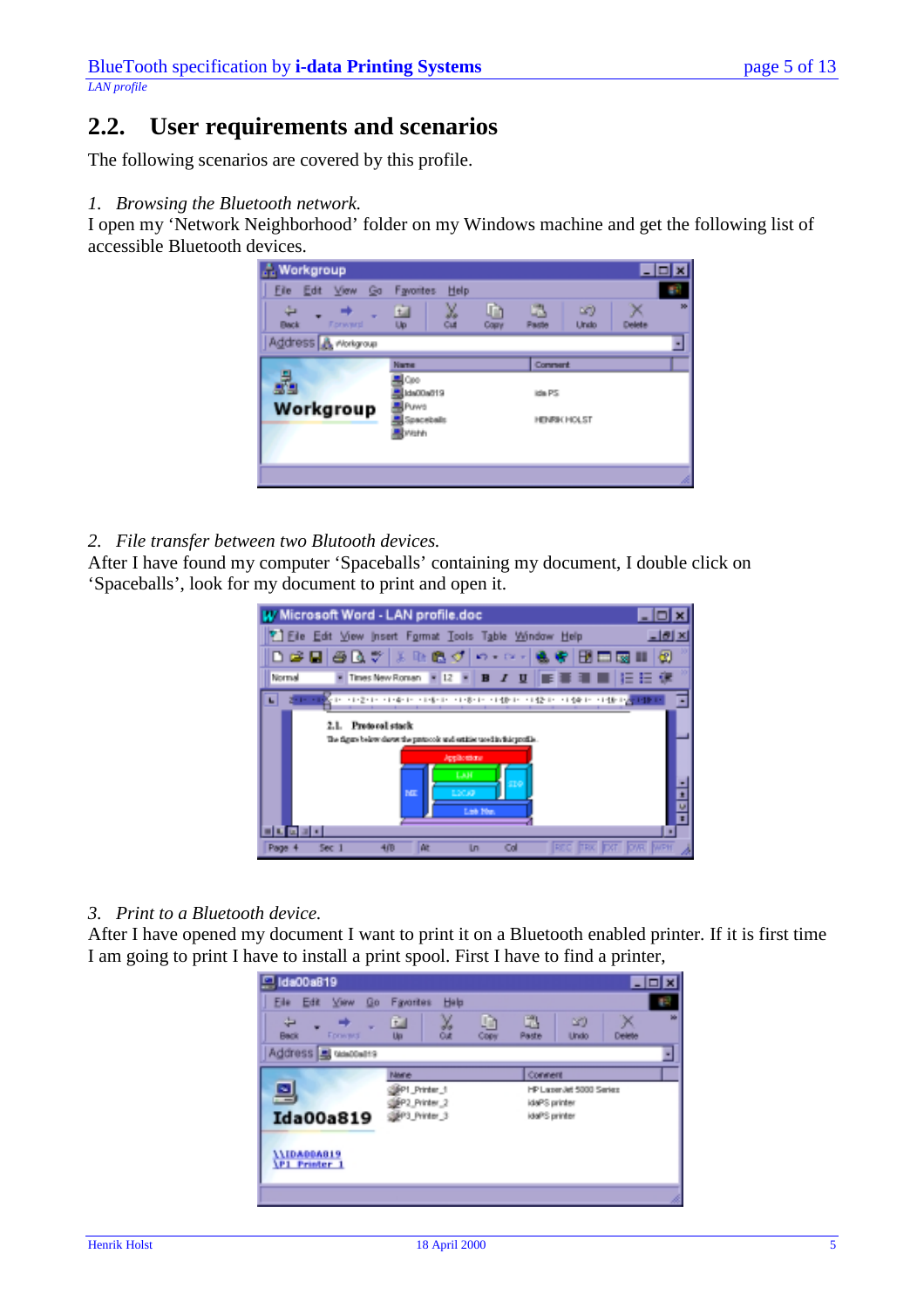## 2.2. User requirements and scenarios

The following scenarios are covered by this profile.

*1. Browsing the Bluetooth network.*

I open my 'Network Neighborhood' folder on my Windows machine and get the following list of accessible Bluetooth devices.

*2. File transfer between two Blutooth devices.*

After I have found my computer 'Spaceballs' containing my document, I double click on 'Spaceballs', look for my document to print and open it.

*3. Print to a Bluetooth device.*

After I have opened my document I want to print it on a Bluetooth enabled printer. If it is first time I am going to print I have to install a print spool. First I have to find a printer,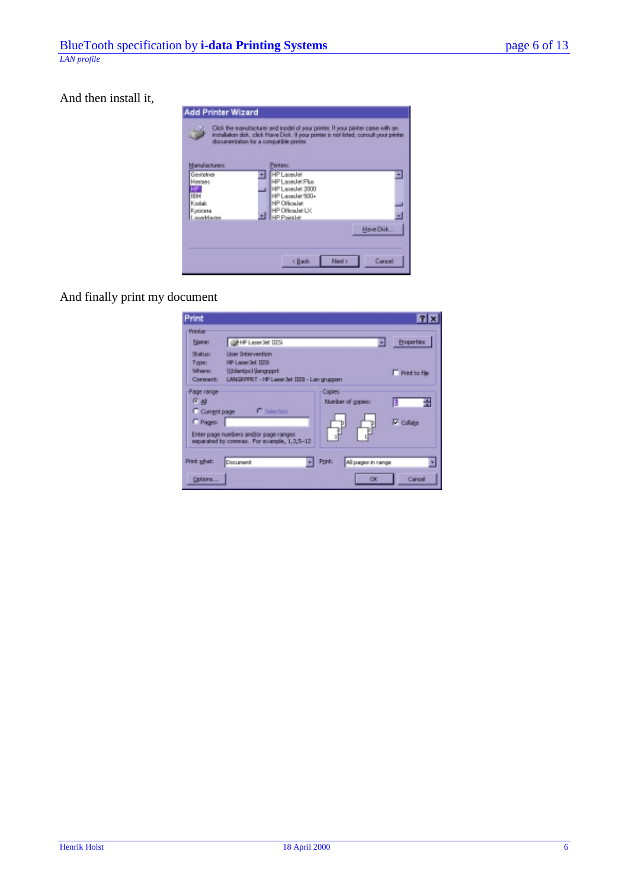And then install it,

And finally print my document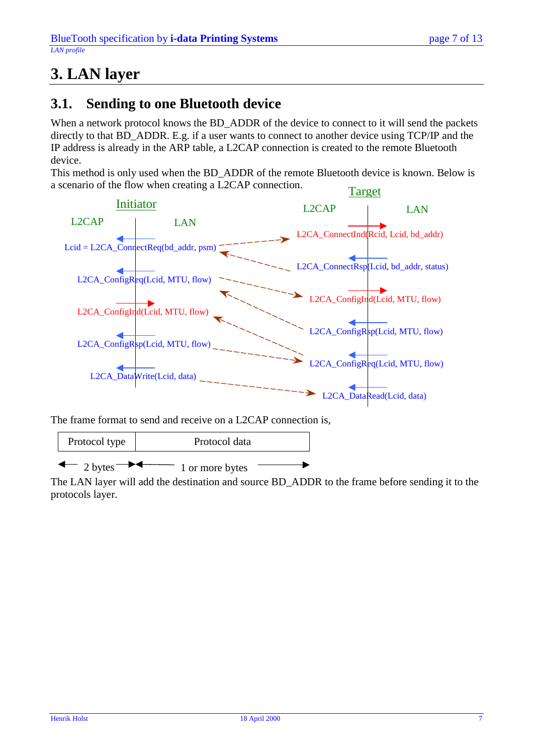# 3. LAN layer

## 3.1. Sending to one Bluetooth device

When a network protocol knows the BD_ADDR of the device to connect to it will send the packets directly to that BD_ADDR. E.g. if a user wants to connect to another device using TCP/IP and the IP address is already in the ARP table, a L2CAP connection is created to the remote Bluetooth device.

This method is only used when the BD_ADDR of the remote Bluetooth device is known. Below is a scenario of the flow when creating a L2CAP connection.

Initiator (L2CAP | LAN):

- Lcid = L2CA_ConnectReq(bd_addr, psm)
- L2CA_ConfigReq(Lcid, MTU, flow)
- L2CA_ConfigInd(Lcid, MTU, flow)
- L2CA_ConfigRsp(Lcid, MTU, flow)
- L2CA_DataWrite(Lcid, data)

Target (L2CAP | LAN):

- L2CA_ConnectInd(Rcid, Lcid, bd_addr)
- L2CA_ConnectRsp(Lcid, bd_addr, status)
- L2CA_ConfigInd(Lcid, MTU, flow)
- L2CA_ConfigRsp(Lcid, MTU, flow)
- L2CA_ConfigReq(Lcid, MTU, flow)
- L2CA_DataRead(Lcid, data)

The frame format to send and receive on a L2CAP connection is,

| Protocol type | Protocol data |
|---|---|
| 2 bytes | 1 or more bytes |

The LAN layer will add the destination and source BD_ADDR to the frame before sending it to the protocols layer.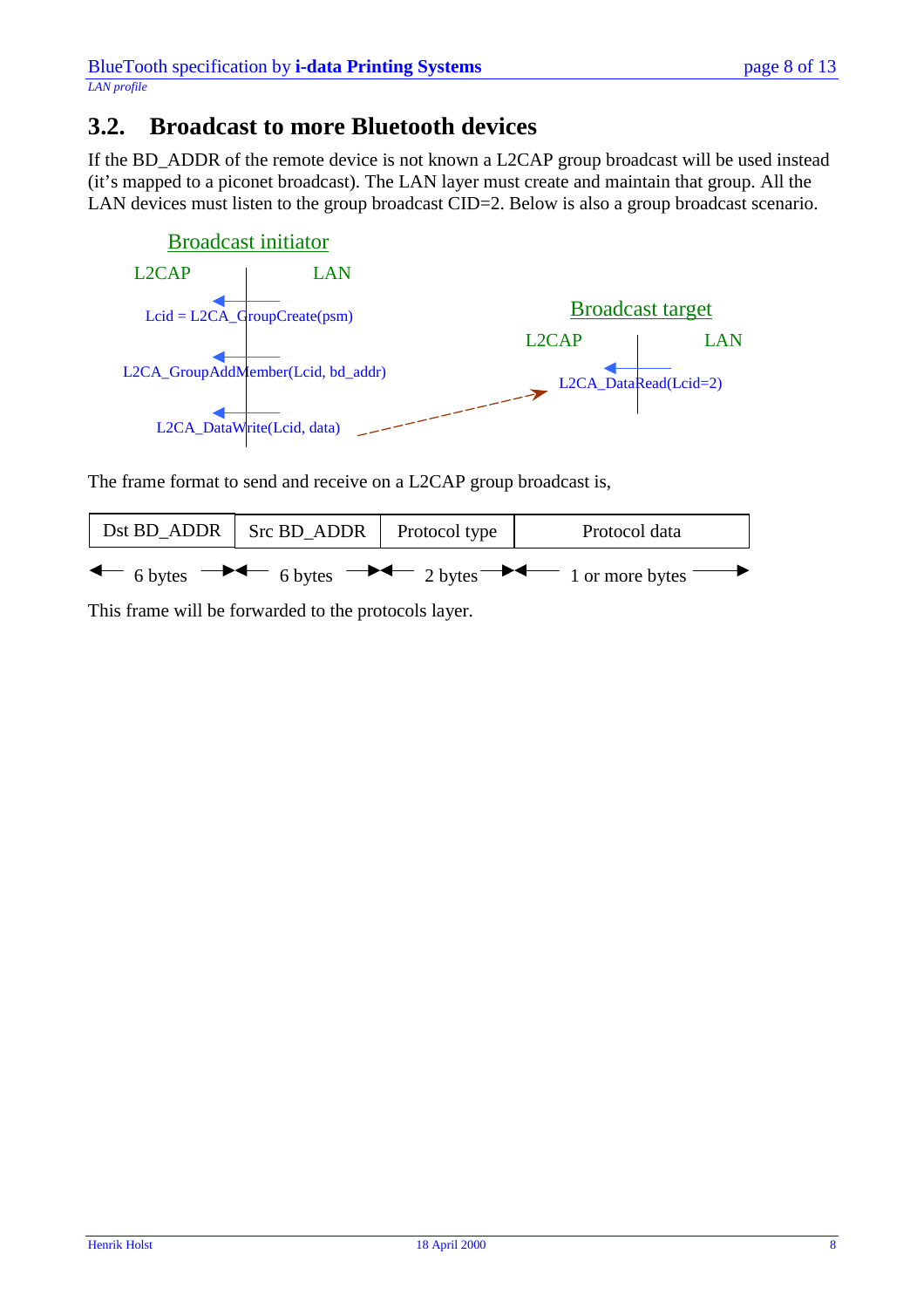## 3.2. Broadcast to more Bluetooth devices

If the BD_ADDR of the remote device is not known a L2CAP group broadcast will be used instead (it's mapped to a piconet broadcast). The LAN layer must create and maintain that group. All the LAN devices must listen to the group broadcast CID=2. Below is also a group broadcast scenario.

Broadcast initiator

L2CAP LAN

Lcid = L2CA_GroupCreate(psm)

L2CA_GroupAddMember(Lcid, bd_addr)

L2CA_DataWrite(Lcid, data)

Broadcast target

L2CAP LAN

L2CA_DataRead(Lcid=2)

The frame format to send and receive on a L2CAP group broadcast is,

| Dst BD_ADDR | Src BD_ADDR | Protocol type | Protocol data |
|---|---|---|---|
| 6 bytes | 6 bytes | 2 bytes | 1 or more bytes |

This frame will be forwarded to the protocols layer.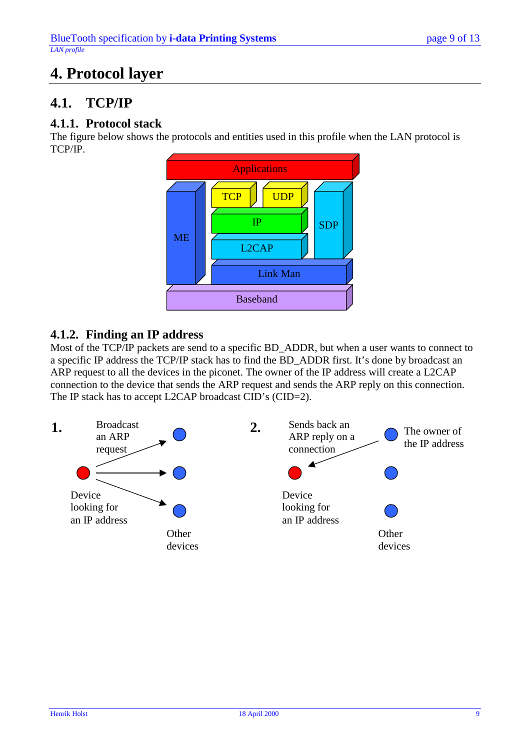# 4. Protocol layer

## 4.1. TCP/IP

### 4.1.1. Protocol stack

The figure below shows the protocols and entities used in this profile when the LAN protocol is TCP/IP.

### 4.1.2. Finding an IP address

Most of the TCP/IP packets are send to a specific BD_ADDR, but when a user wants to connect to a specific IP address the TCP/IP stack has to find the BD_ADDR first. It's done by broadcast an ARP request to all the devices in the piconet. The owner of the IP address will create a L2CAP connection to the device that sends the ARP request and sends the ARP reply on this connection. The IP stack has to accept L2CAP broadcast CID's (CID=2).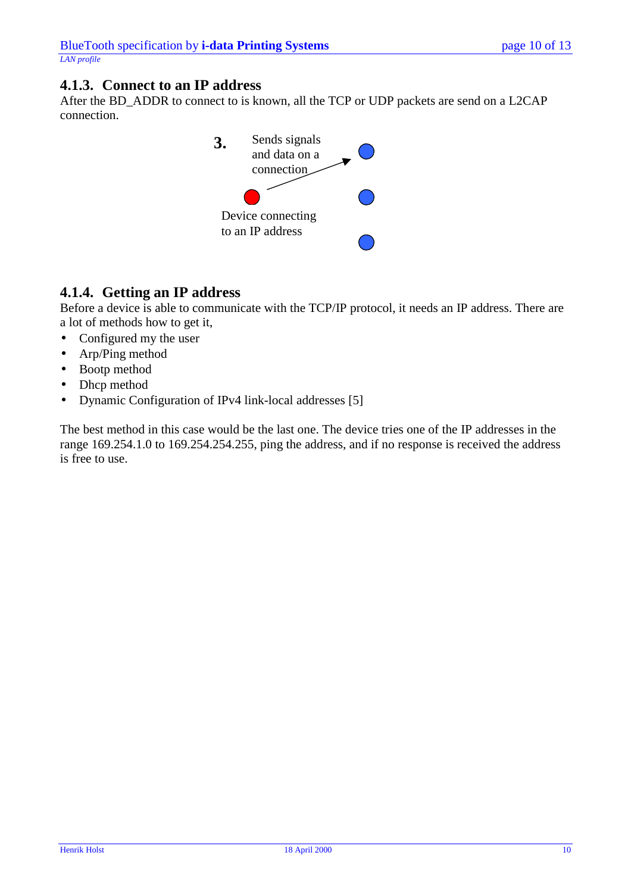### 4.1.3. Connect to an IP address

After the BD_ADDR to connect to is known, all the TCP or UDP packets are send on a L2CAP connection.

**3.** Sends signals and data on a connection

Device connecting to an IP address

### 4.1.4. Getting an IP address

Before a device is able to communicate with the TCP/IP protocol, it needs an IP address. There are a lot of methods how to get it,

- Configured my the user
- Arp/Ping method
- Bootp method
- Dhcp method
- Dynamic Configuration of IPv4 link-local addresses [5]

The best method in this case would be the last one. The device tries one of the IP addresses in the range 169.254.1.0 to 169.254.254.255, ping the address, and if no response is received the address is free to use.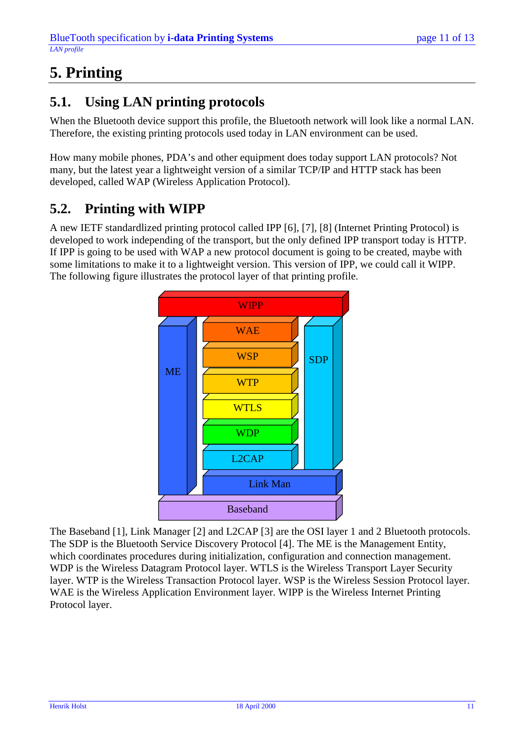# 5. Printing

## 5.1. Using LAN printing protocols

When the Bluetooth device support this profile, the Bluetooth network will look like a normal LAN. Therefore, the existing printing protocols used today in LAN environment can be used.

How many mobile phones, PDA's and other equipment does today support LAN protocols? Not many, but the latest year a lightweight version of a similar TCP/IP and HTTP stack has been developed, called WAP (Wireless Application Protocol).

## 5.2. Printing with WIPP

A new IETF standardlized printing protocol called IPP [6], [7], [8] (Internet Printing Protocol) is developed to work independing of the transport, but the only defined IPP transport today is HTTP. If IPP is going to be used with WAP a new protocol document is going to be created, maybe with some limitations to make it to a lightweight version. This version of IPP, we could call it WIPP. The following figure illustrates the protocol layer of that printing profile.

WIPP
ME | WAE | SDP
WSP
WTP
WTLS
WDP
L2CAP
Link Man
Baseband

The Baseband [1], Link Manager [2] and L2CAP [3] are the OSI layer 1 and 2 Bluetooth protocols. The SDP is the Bluetooth Service Discovery Protocol [4]. The ME is the Management Entity, which coordinates procedures during initialization, configuration and connection management. WDP is the Wireless Datagram Protocol layer. WTLS is the Wireless Transport Layer Security layer. WTP is the Wireless Transaction Protocol layer. WSP is the Wireless Session Protocol layer. WAE is the Wireless Application Environment layer. WIPP is the Wireless Internet Printing Protocol layer.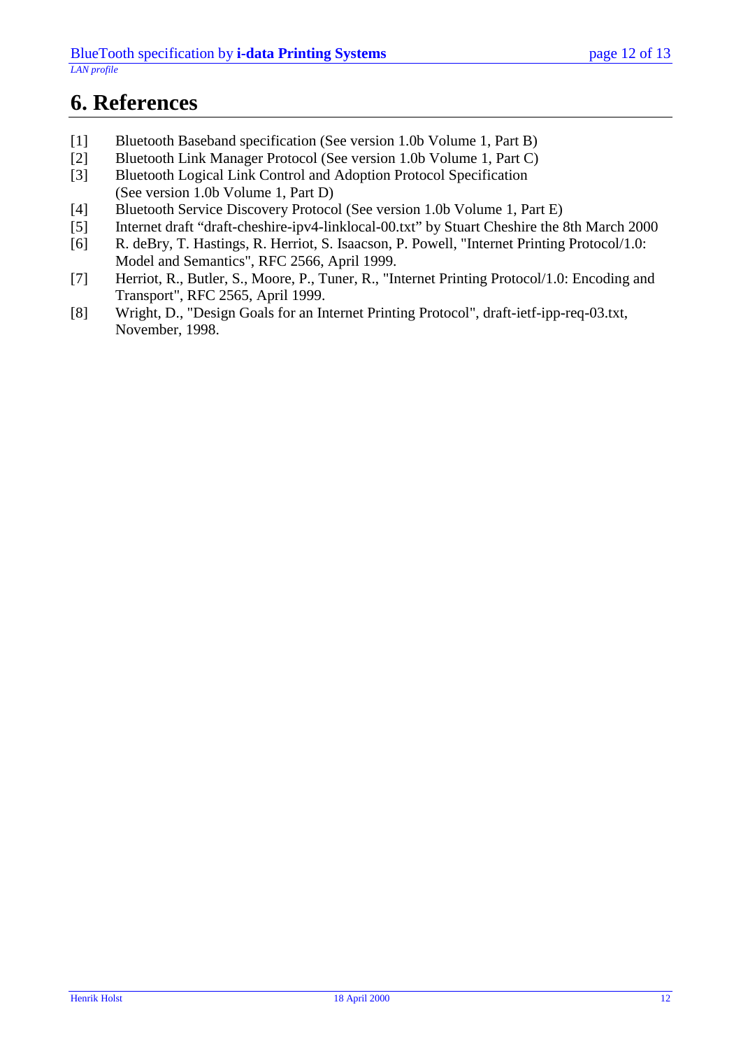# 6. References

[1] Bluetooth Baseband specification (See version 1.0b Volume 1, Part B)

[2] Bluetooth Link Manager Protocol (See version 1.0b Volume 1, Part C)

[3] Bluetooth Logical Link Control and Adoption Protocol Specification (See version 1.0b Volume 1, Part D)

[4] Bluetooth Service Discovery Protocol (See version 1.0b Volume 1, Part E)

[5] Internet draft “draft-cheshire-ipv4-linklocal-00.txt” by Stuart Cheshire the 8th March 2000

[6] R. deBry, T. Hastings, R. Herriot, S. Isaacson, P. Powell, "Internet Printing Protocol/1.0: Model and Semantics", RFC 2566, April 1999.

[7] Herriot, R., Butler, S., Moore, P., Tuner, R., "Internet Printing Protocol/1.0: Encoding and Transport", RFC 2565, April 1999.

[8] Wright, D., "Design Goals for an Internet Printing Protocol", draft-ietf-ipp-req-03.txt, November, 1998.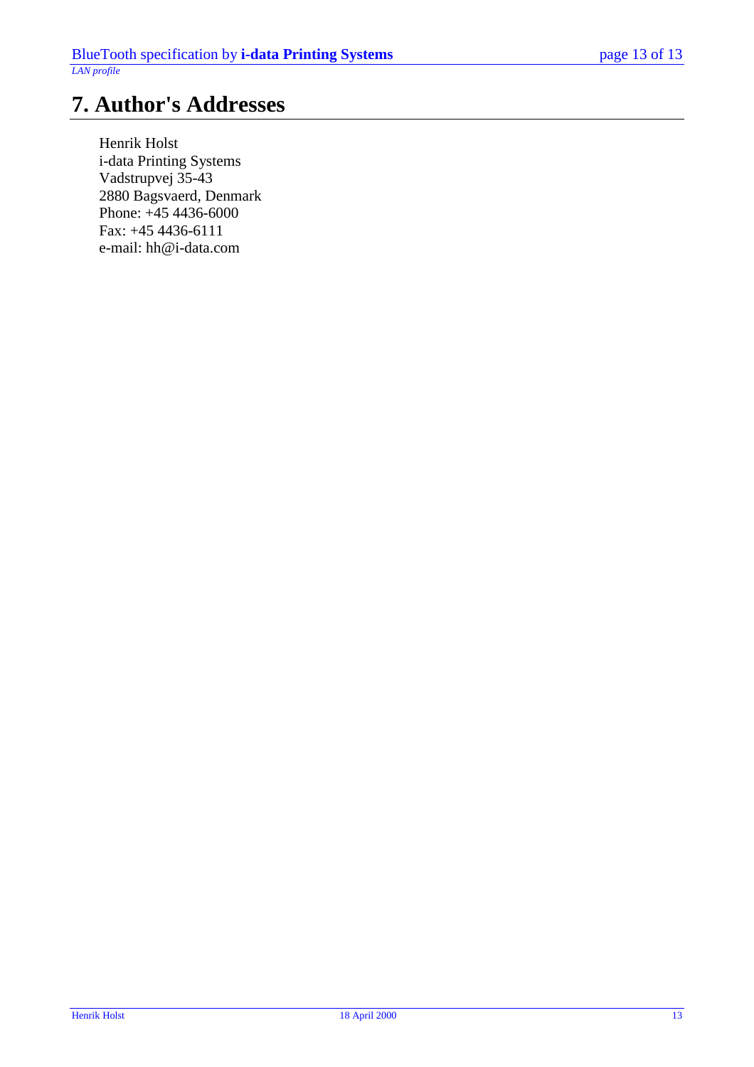# 7. Author's Addresses

Henrik Holst
i-data Printing Systems
Vadstrupvej 35-43
2880 Bagsvaerd, Denmark
Phone: +45 4436-6000
Fax: +45 4436-6111
e-mail: hh@i-data.com